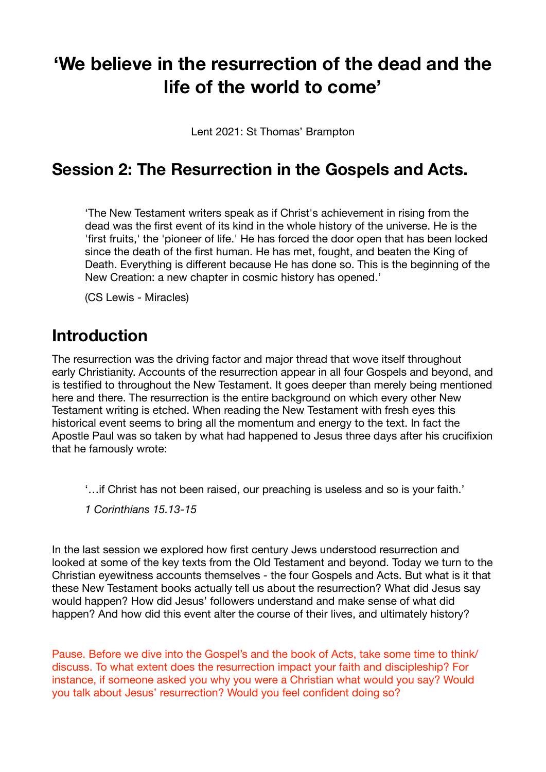# 'We believe in the resurrection of the dead and the life of the world to come'

Lent 2021: St Thomas' Brampton

## Session 2: The Resurrection in the Gospels and Acts.

> 'The New Testament writers speak as if Christ's achievement in rising from the dead was the first event of its kind in the whole history of the universe. He is the 'first fruits,' the 'pioneer of life.' He has forced the door open that has been locked since the death of the first human. He has met, fought, and beaten the King of Death. Everything is different because He has done so. This is the beginning of the New Creation: a new chapter in cosmic history has opened.'
>
> (CS Lewis - Miracles)

## Introduction

The resurrection was the driving factor and major thread that wove itself throughout early Christianity. Accounts of the resurrection appear in all four Gospels and beyond, and is testified to throughout the New Testament. It goes deeper than merely being mentioned here and there. The resurrection is the entire background on which every other New Testament writing is etched. When reading the New Testament with fresh eyes this historical event seems to bring all the momentum and energy to the text. In fact the Apostle Paul was so taken by what had happened to Jesus three days after his crucifixion that he famously wrote:

> '…if Christ has not been raised, our preaching is useless and so is your faith.'
>
> *1 Corinthians 15.13-15*

In the last session we explored how first century Jews understood resurrection and looked at some of the key texts from the Old Testament and beyond. Today we turn to the Christian eyewitness accounts themselves - the four Gospels and Acts. But what is it that these New Testament books actually tell us about the resurrection? What did Jesus say would happen? How did Jesus' followers understand and make sense of what did happen? And how did this event alter the course of their lives, and ultimately history?

Pause. Before we dive into the Gospel's and the book of Acts, take some time to think/discuss. To what extent does the resurrection impact your faith and discipleship? For instance, if someone asked you why you were a Christian what would you say? Would you talk about Jesus' resurrection? Would you feel confident doing so?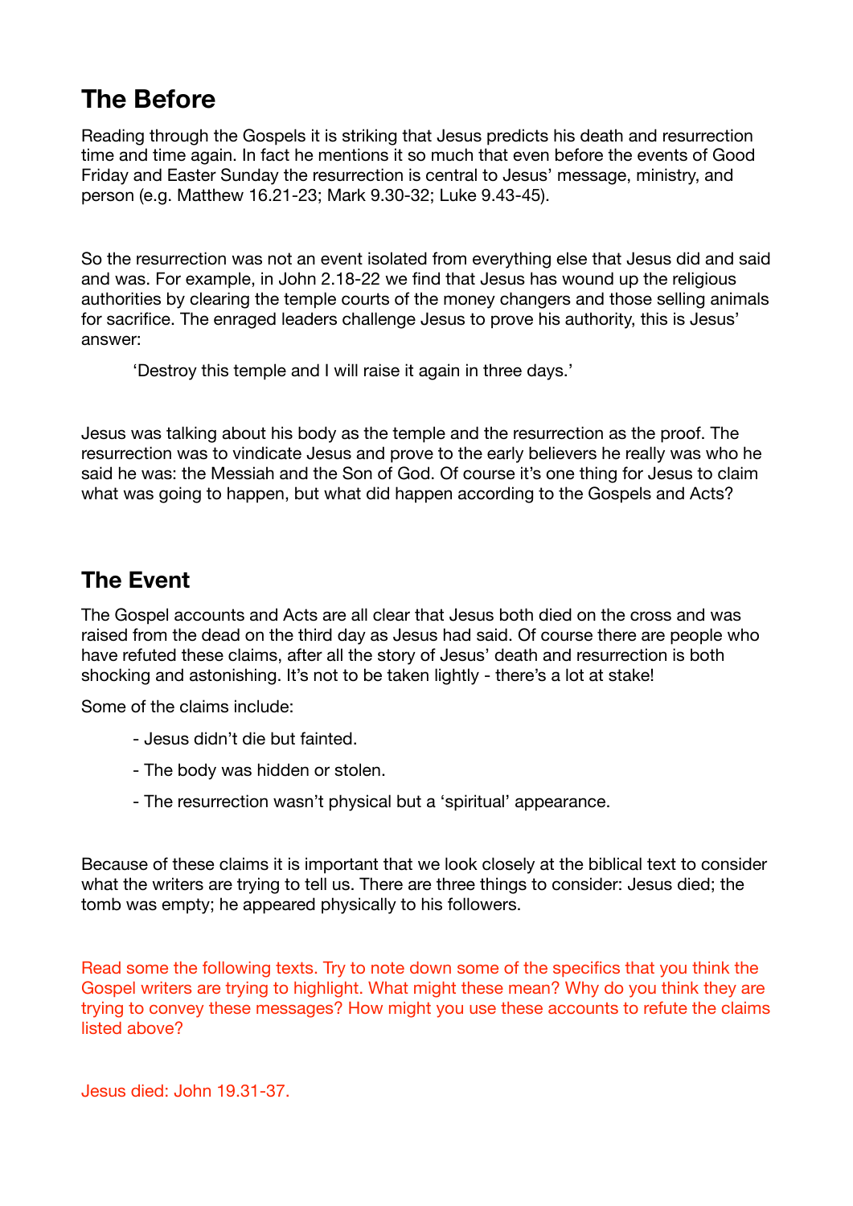## The Before

Reading through the Gospels it is striking that Jesus predicts his death and resurrection time and time again. In fact he mentions it so much that even before the events of Good Friday and Easter Sunday the resurrection is central to Jesus' message, ministry, and person (e.g. Matthew 16.21-23; Mark 9.30-32; Luke 9.43-45).

So the resurrection was not an event isolated from everything else that Jesus did and said and was. For example, in John 2.18-22 we find that Jesus has wound up the religious authorities by clearing the temple courts of the money changers and those selling animals for sacrifice. The enraged leaders challenge Jesus to prove his authority, this is Jesus' answer:

> 'Destroy this temple and I will raise it again in three days.'

Jesus was talking about his body as the temple and the resurrection as the proof. The resurrection was to vindicate Jesus and prove to the early believers he really was who he said he was: the Messiah and the Son of God. Of course it's one thing for Jesus to claim what was going to happen, but what did happen according to the Gospels and Acts?

## The Event

The Gospel accounts and Acts are all clear that Jesus both died on the cross and was raised from the dead on the third day as Jesus had said. Of course there are people who have refuted these claims, after all the story of Jesus' death and resurrection is both shocking and astonishing. It's not to be taken lightly - there's a lot at stake!

Some of the claims include:

- Jesus didn't die but fainted.
- The body was hidden or stolen.
- The resurrection wasn't physical but a 'spiritual' appearance.

Because of these claims it is important that we look closely at the biblical text to consider what the writers are trying to tell us. There are three things to consider: Jesus died; the tomb was empty; he appeared physically to his followers.

Read some the following texts. Try to note down some of the specifics that you think the Gospel writers are trying to highlight. What might these mean? Why do you think they are trying to convey these messages? How might you use these accounts to refute the claims listed above?

Jesus died: John 19.31-37.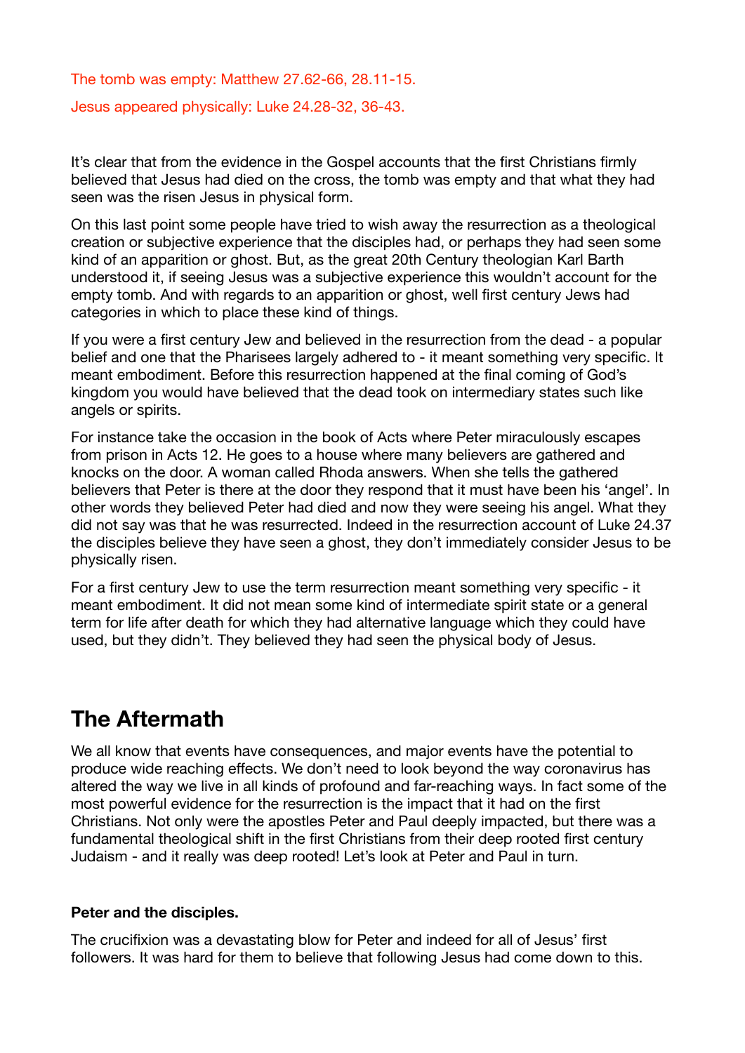The tomb was empty: Matthew 27.62-66, 28.11-15.

Jesus appeared physically: Luke 24.28-32, 36-43.

It's clear that from the evidence in the Gospel accounts that the first Christians firmly believed that Jesus had died on the cross, the tomb was empty and that what they had seen was the risen Jesus in physical form.

On this last point some people have tried to wish away the resurrection as a theological creation or subjective experience that the disciples had, or perhaps they had seen some kind of an apparition or ghost. But, as the great 20th Century theologian Karl Barth understood it, if seeing Jesus was a subjective experience this wouldn't account for the empty tomb. And with regards to an apparition or ghost, well first century Jews had categories in which to place these kind of things.

If you were a first century Jew and believed in the resurrection from the dead - a popular belief and one that the Pharisees largely adhered to - it meant something very specific. It meant embodiment. Before this resurrection happened at the final coming of God's kingdom you would have believed that the dead took on intermediary states such like angels or spirits.

For instance take the occasion in the book of Acts where Peter miraculously escapes from prison in Acts 12. He goes to a house where many believers are gathered and knocks on the door. A woman called Rhoda answers. When she tells the gathered believers that Peter is there at the door they respond that it must have been his 'angel'. In other words they believed Peter had died and now they were seeing his angel. What they did not say was that he was resurrected. Indeed in the resurrection account of Luke 24.37 the disciples believe they have seen a ghost, they don't immediately consider Jesus to be physically risen.

For a first century Jew to use the term resurrection meant something very specific - it meant embodiment. It did not mean some kind of intermediate spirit state or a general term for life after death for which they had alternative language which they could have used, but they didn't. They believed they had seen the physical body of Jesus.

## The Aftermath

We all know that events have consequences, and major events have the potential to produce wide reaching effects. We don't need to look beyond the way coronavirus has altered the way we live in all kinds of profound and far-reaching ways. In fact some of the most powerful evidence for the resurrection is the impact that it had on the first Christians. Not only were the apostles Peter and Paul deeply impacted, but there was a fundamental theological shift in the first Christians from their deep rooted first century Judaism - and it really was deep rooted! Let's look at Peter and Paul in turn.

**Peter and the disciples.**

The crucifixion was a devastating blow for Peter and indeed for all of Jesus' first followers. It was hard for them to believe that following Jesus had come down to this.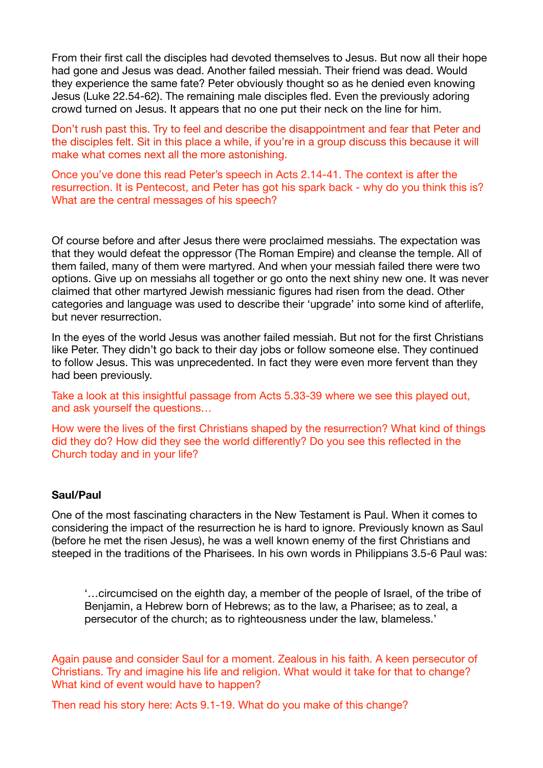From their first call the disciples had devoted themselves to Jesus. But now all their hope had gone and Jesus was dead. Another failed messiah. Their friend was dead. Would they experience the same fate? Peter obviously thought so as he denied even knowing Jesus (Luke 22.54-62). The remaining male disciples fled. Even the previously adoring crowd turned on Jesus. It appears that no one put their neck on the line for him.

Don't rush past this. Try to feel and describe the disappointment and fear that Peter and the disciples felt. Sit in this place a while, if you're in a group discuss this because it will make what comes next all the more astonishing.

Once you've done this read Peter's speech in Acts 2.14-41. The context is after the resurrection. It is Pentecost, and Peter has got his spark back - why do you think this is? What are the central messages of his speech?

Of course before and after Jesus there were proclaimed messiahs. The expectation was that they would defeat the oppressor (The Roman Empire) and cleanse the temple. All of them failed, many of them were martyred. And when your messiah failed there were two options. Give up on messiahs all together or go onto the next shiny new one. It was never claimed that other martyred Jewish messianic figures had risen from the dead. Other categories and language was used to describe their 'upgrade' into some kind of afterlife, but never resurrection.

In the eyes of the world Jesus was another failed messiah. But not for the first Christians like Peter. They didn't go back to their day jobs or follow someone else. They continued to follow Jesus. This was unprecedented. In fact they were even more fervent than they had been previously.

Take a look at this insightful passage from Acts 5.33-39 where we see this played out, and ask yourself the questions…

How were the lives of the first Christians shaped by the resurrection? What kind of things did they do? How did they see the world differently? Do you see this reflected in the Church today and in your life?

### Saul/Paul

One of the most fascinating characters in the New Testament is Paul. When it comes to considering the impact of the resurrection he is hard to ignore. Previously known as Saul (before he met the risen Jesus), he was a well known enemy of the first Christians and steeped in the traditions of the Pharisees. In his own words in Philippians 3.5-6 Paul was:

> '…circumcised on the eighth day, a member of the people of Israel, of the tribe of Benjamin, a Hebrew born of Hebrews; as to the law, a Pharisee; as to zeal, a persecutor of the church; as to righteousness under the law, blameless.'

Again pause and consider Saul for a moment. Zealous in his faith. A keen persecutor of Christians. Try and imagine his life and religion. What would it take for that to change? What kind of event would have to happen?

Then read his story here: Acts 9.1-19. What do you make of this change?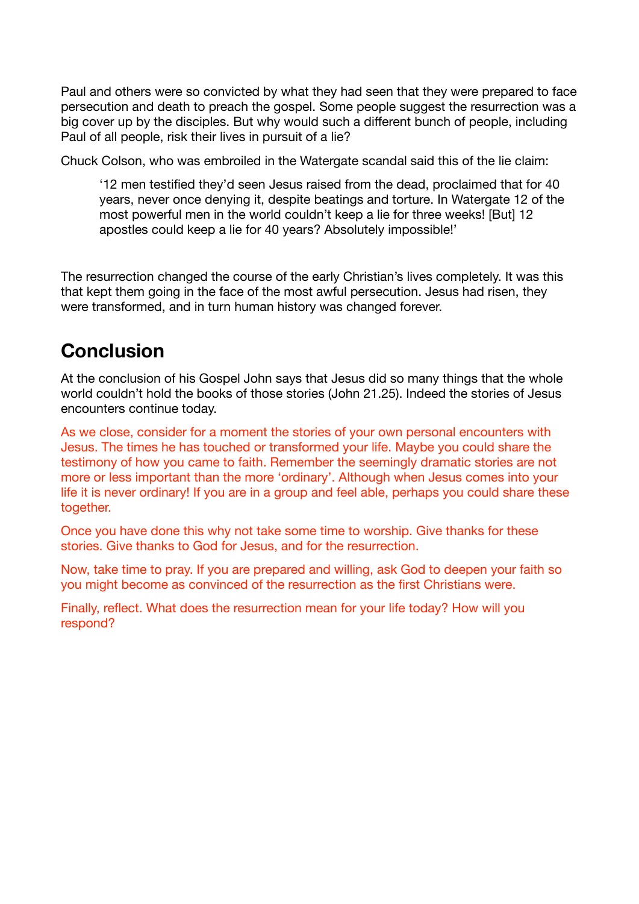Paul and others were so convicted by what they had seen that they were prepared to face persecution and death to preach the gospel. Some people suggest the resurrection was a big cover up by the disciples. But why would such a different bunch of people, including Paul of all people, risk their lives in pursuit of a lie?

Chuck Colson, who was embroiled in the Watergate scandal said this of the lie claim:

> '12 men testified they'd seen Jesus raised from the dead, proclaimed that for 40 years, never once denying it, despite beatings and torture. In Watergate 12 of the most powerful men in the world couldn't keep a lie for three weeks! [But] 12 apostles could keep a lie for 40 years? Absolutely impossible!'

The resurrection changed the course of the early Christian's lives completely. It was this that kept them going in the face of the most awful persecution. Jesus had risen, they were transformed, and in turn human history was changed forever.

## Conclusion

At the conclusion of his Gospel John says that Jesus did so many things that the whole world couldn't hold the books of those stories (John 21.25). Indeed the stories of Jesus encounters continue today.

As we close, consider for a moment the stories of your own personal encounters with Jesus. The times he has touched or transformed your life. Maybe you could share the testimony of how you came to faith. Remember the seemingly dramatic stories are not more or less important than the more 'ordinary'. Although when Jesus comes into your life it is never ordinary! If you are in a group and feel able, perhaps you could share these together.

Once you have done this why not take some time to worship. Give thanks for these stories. Give thanks to God for Jesus, and for the resurrection.

Now, take time to pray. If you are prepared and willing, ask God to deepen your faith so you might become as convinced of the resurrection as the first Christians were.

Finally, reflect. What does the resurrection mean for your life today? How will you respond?